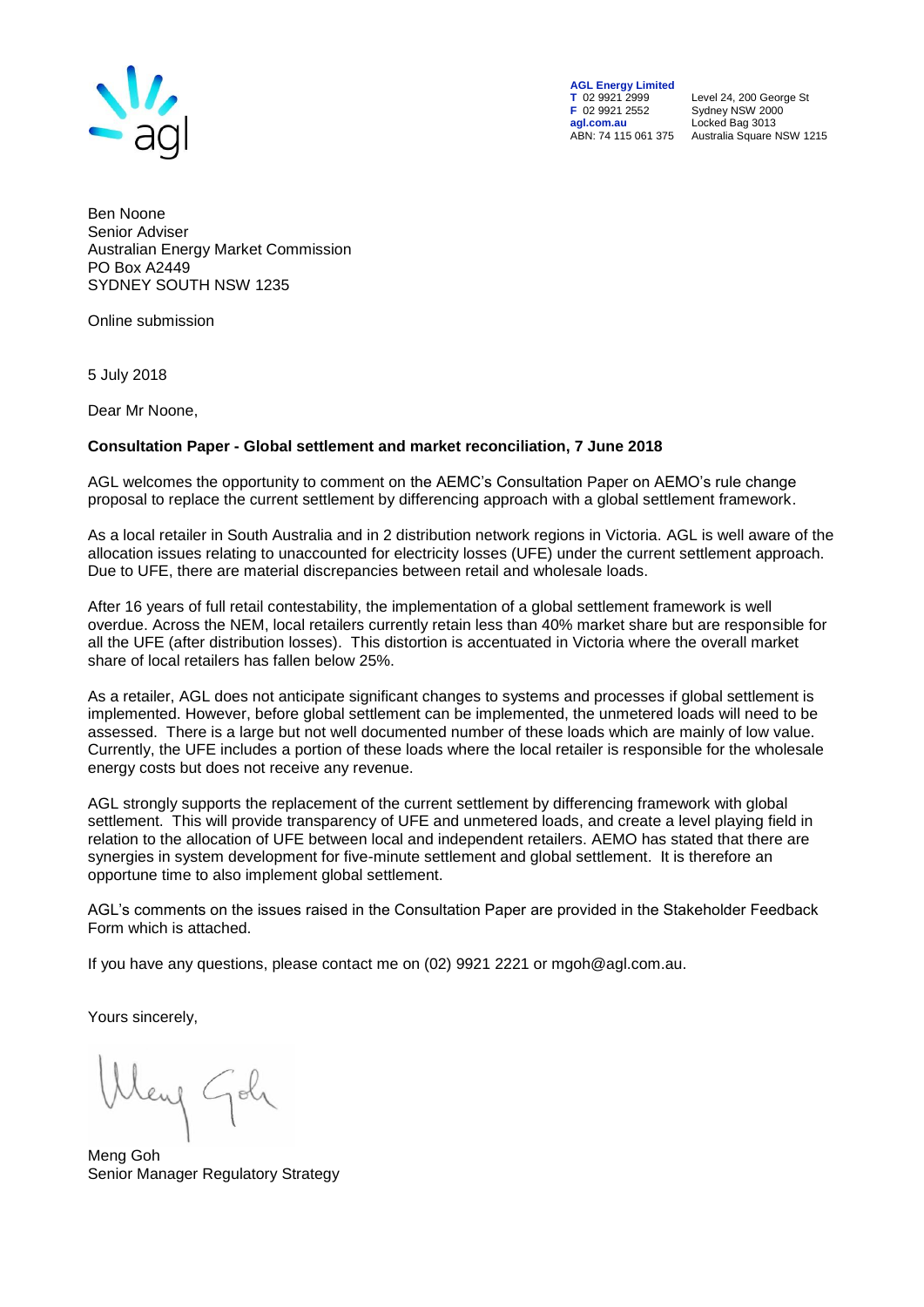**AGL Energy Limited**
T 02 9921 2999
F 02 9921 2552
**agl.com.au**
ABN: 74 115 061 375

Level 24, 200 George St
Sydney NSW 2000
Locked Bag 3013
Australia Square NSW 1215

Ben Noone
Senior Adviser
Australian Energy Market Commission
PO Box A2449
SYDNEY SOUTH NSW 1235

Online submission

5 July 2018

Dear Mr Noone,

**Consultation Paper - Global settlement and market reconciliation, 7 June 2018**

AGL welcomes the opportunity to comment on the AEMC's Consultation Paper on AEMO's rule change proposal to replace the current settlement by differencing approach with a global settlement framework.

As a local retailer in South Australia and in 2 distribution network regions in Victoria. AGL is well aware of the allocation issues relating to unaccounted for electricity losses (UFE) under the current settlement approach. Due to UFE, there are material discrepancies between retail and wholesale loads.

After 16 years of full retail contestability, the implementation of a global settlement framework is well overdue. Across the NEM, local retailers currently retain less than 40% market share but are responsible for all the UFE (after distribution losses). This distortion is accentuated in Victoria where the overall market share of local retailers has fallen below 25%.

As a retailer, AGL does not anticipate significant changes to systems and processes if global settlement is implemented. However, before global settlement can be implemented, the unmetered loads will need to be assessed. There is a large but not well documented number of these loads which are mainly of low value. Currently, the UFE includes a portion of these loads where the local retailer is responsible for the wholesale energy costs but does not receive any revenue.

AGL strongly supports the replacement of the current settlement by differencing framework with global settlement. This will provide transparency of UFE and unmetered loads, and create a level playing field in relation to the allocation of UFE between local and independent retailers. AEMO has stated that there are synergies in system development for five-minute settlement and global settlement. It is therefore an opportune time to also implement global settlement.

AGL's comments on the issues raised in the Consultation Paper are provided in the Stakeholder Feedback Form which is attached.

If you have any questions, please contact me on (02) 9921 2221 or mgoh@agl.com.au.

Yours sincerely,

Meng Goh
Senior Manager Regulatory Strategy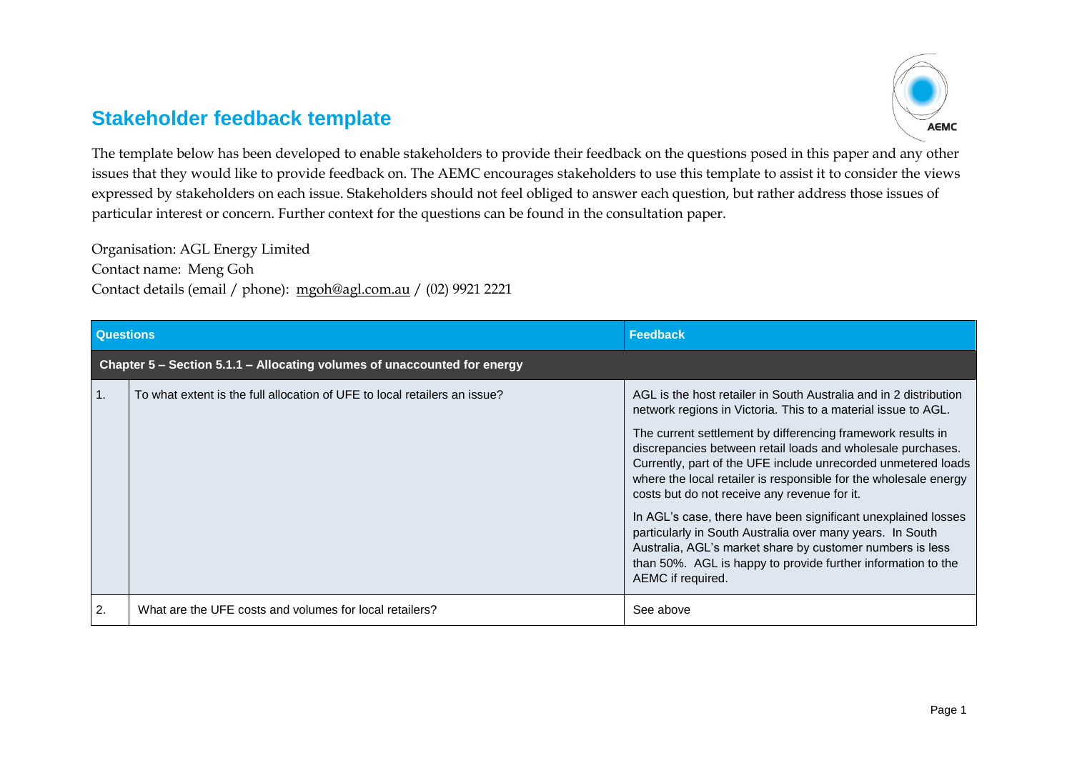## Stakeholder feedback template

The template below has been developed to enable stakeholders to provide their feedback on the questions posed in this paper and any other issues that they would like to provide feedback on. The AEMC encourages stakeholders to use this template to assist it to consider the views expressed by stakeholders on each issue. Stakeholders should not feel obliged to answer each question, but rather address those issues of particular interest or concern. Further context for the questions can be found in the consultation paper.

Organisation: AGL Energy Limited
Contact name: Meng Goh
Contact details (email / phone): mgoh@agl.com.au / (02) 9921 2221

| Questions | | Feedback |
|---|---|---|
| **Chapter 5 – Section 5.1.1 – Allocating volumes of unaccounted for energy** | | |
| 1. | To what extent is the full allocation of UFE to local retailers an issue? | AGL is the host retailer in South Australia and in 2 distribution network regions in Victoria. This to a material issue to AGL.<br><br>The current settlement by differencing framework results in discrepancies between retail loads and wholesale purchases. Currently, part of the UFE include unrecorded unmetered loads where the local retailer is responsible for the wholesale energy costs but do not receive any revenue for it.<br><br>In AGL's case, there have been significant unexplained losses particularly in South Australia over many years. In South Australia, AGL's market share by customer numbers is less than 50%. AGL is happy to provide further information to the AEMC if required. |
| 2. | What are the UFE costs and volumes for local retailers? | See above |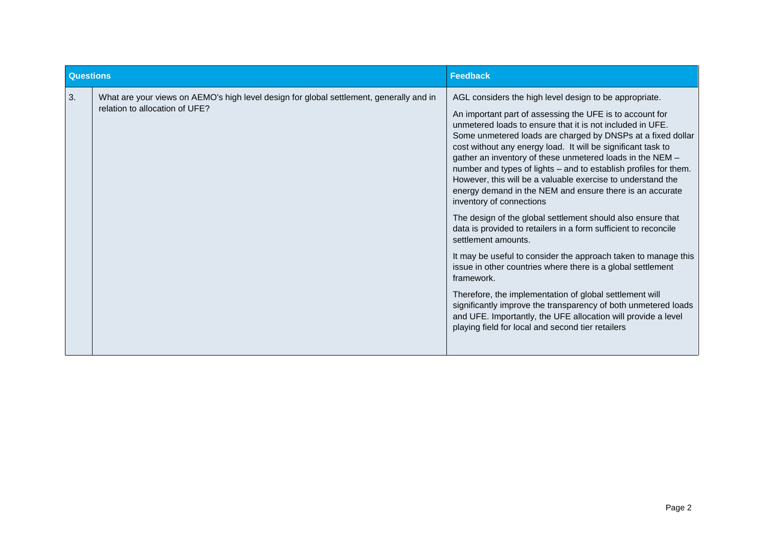| Questions | | Feedback |
|---|---|---|
| 3. | What are your views on AEMO's high level design for global settlement, generally and in relation to allocation of UFE? | AGL considers the high level design to be appropriate.<br><br>An important part of assessing the UFE is to account for unmetered loads to ensure that it is not included in UFE. Some unmetered loads are charged by DNSPs at a fixed dollar cost without any energy load. It will be significant task to gather an inventory of these unmetered loads in the NEM – number and types of lights – and to establish profiles for them. However, this will be a valuable exercise to understand the energy demand in the NEM and ensure there is an accurate inventory of connections<br><br>The design of the global settlement should also ensure that data is provided to retailers in a form sufficient to reconcile settlement amounts.<br><br>It may be useful to consider the approach taken to manage this issue in other countries where there is a global settlement framework.<br><br>Therefore, the implementation of global settlement will significantly improve the transparency of both unmetered loads and UFE. Importantly, the UFE allocation will provide a level playing field for local and second tier retailers |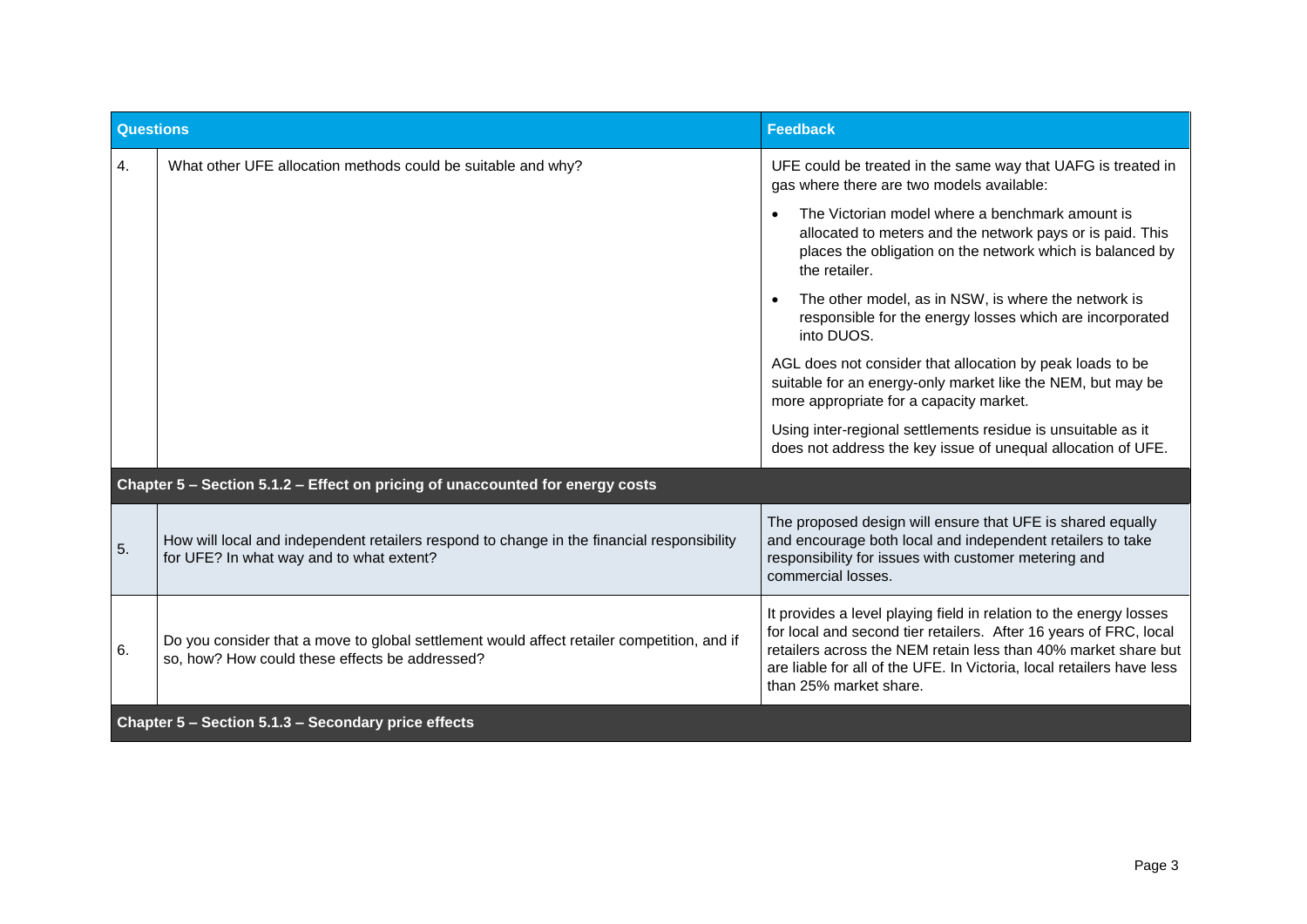| Questions | | Feedback |
|---|---|---|
| 4. | What other UFE allocation methods could be suitable and why? | UFE could be treated in the same way that UAFG is treated in gas where there are two models available:<br>• The Victorian model where a benchmark amount is allocated to meters and the network pays or is paid. This places the obligation on the network which is balanced by the retailer.<br>• The other model, as in NSW, is where the network is responsible for the energy losses which are incorporated into DUOS.<br>AGL does not consider that allocation by peak loads to be suitable for an energy-only market like the NEM, but may be more appropriate for a capacity market.<br>Using inter-regional settlements residue is unsuitable as it does not address the key issue of unequal allocation of UFE. |
| **Chapter 5 – Section 5.1.2 – Effect on pricing of unaccounted for energy costs** | | |
| 5. | How will local and independent retailers respond to change in the financial responsibility for UFE? In what way and to what extent? | The proposed design will ensure that UFE is shared equally and encourage both local and independent retailers to take responsibility for issues with customer metering and commercial losses. |
| 6. | Do you consider that a move to global settlement would affect retailer competition, and if so, how? How could these effects be addressed? | It provides a level playing field in relation to the energy losses for local and second tier retailers. After 16 years of FRC, local retailers across the NEM retain less than 40% market share but are liable for all of the UFE. In Victoria, local retailers have less than 25% market share. |
| **Chapter 5 – Section 5.1.3 – Secondary price effects** | | |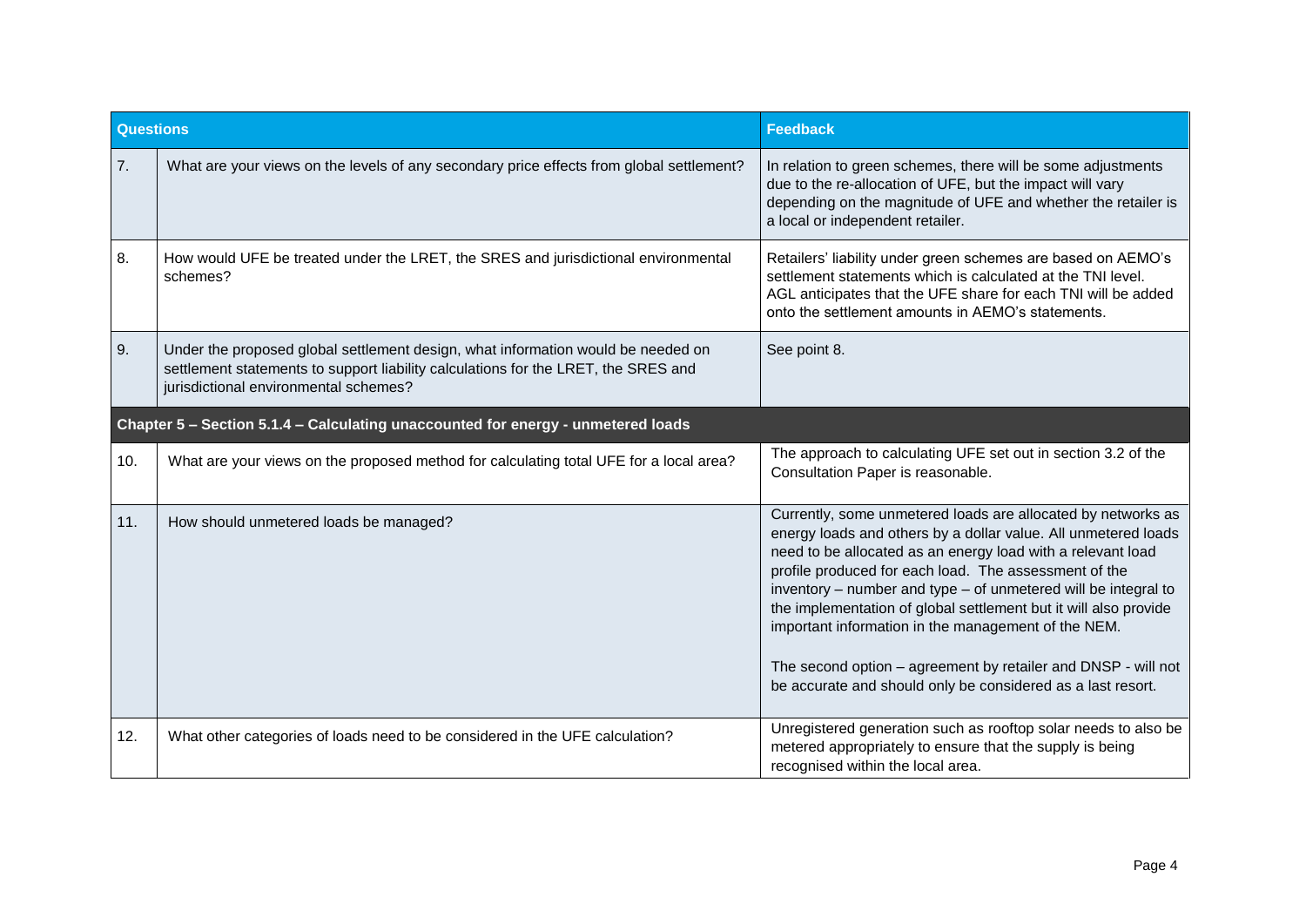| Questions | | Feedback |
|---|---|---|
| 7. | What are your views on the levels of any secondary price effects from global settlement? | In relation to green schemes, there will be some adjustments due to the re-allocation of UFE, but the impact will vary depending on the magnitude of UFE and whether the retailer is a local or independent retailer. |
| 8. | How would UFE be treated under the LRET, the SRES and jurisdictional environmental schemes? | Retailers' liability under green schemes are based on AEMO's settlement statements which is calculated at the TNI level. AGL anticipates that the UFE share for each TNI will be added onto the settlement amounts in AEMO's statements. |
| 9. | Under the proposed global settlement design, what information would be needed on settlement statements to support liability calculations for the LRET, the SRES and jurisdictional environmental schemes? | See point 8. |
| **Chapter 5 – Section 5.1.4 – Calculating unaccounted for energy - unmetered loads** | | |
| 10. | What are your views on the proposed method for calculating total UFE for a local area? | The approach to calculating UFE set out in section 3.2 of the Consultation Paper is reasonable. |
| 11. | How should unmetered loads be managed? | Currently, some unmetered loads are allocated by networks as energy loads and others by a dollar value. All unmetered loads need to be allocated as an energy load with a relevant load profile produced for each load. The assessment of the inventory – number and type – of unmetered will be integral to the implementation of global settlement but it will also provide important information in the management of the NEM.<br><br>The second option – agreement by retailer and DNSP - will not be accurate and should only be considered as a last resort. |
| 12. | What other categories of loads need to be considered in the UFE calculation? | Unregistered generation such as rooftop solar needs to also be metered appropriately to ensure that the supply is being recognised within the local area. |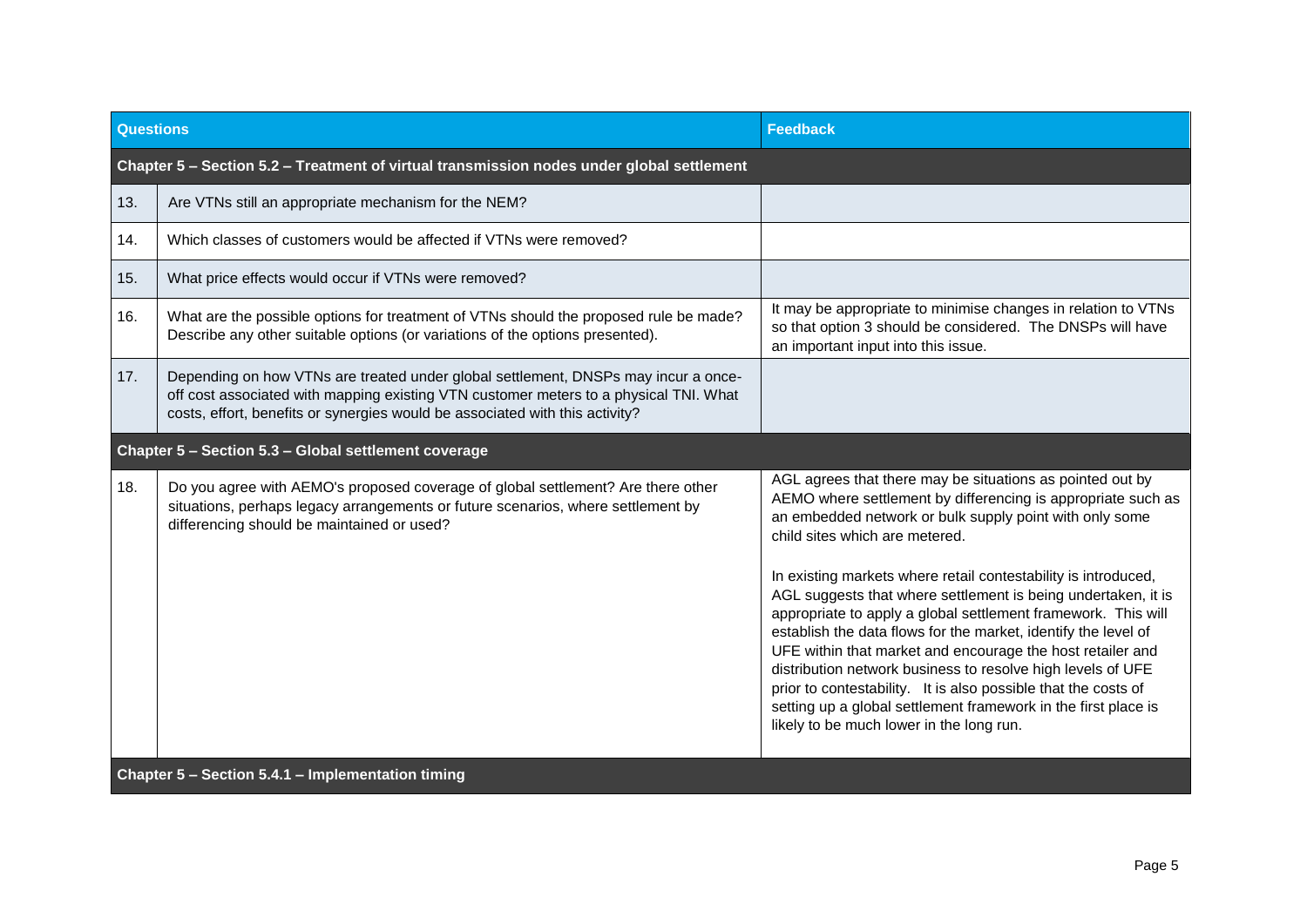| | Questions | Feedback |
|---|---|---|
| **Chapter 5 – Section 5.2 – Treatment of virtual transmission nodes under global settlement** | | |
| 13. | Are VTNs still an appropriate mechanism for the NEM? | |
| 14. | Which classes of customers would be affected if VTNs were removed? | |
| 15. | What price effects would occur if VTNs were removed? | |
| 16. | What are the possible options for treatment of VTNs should the proposed rule be made? Describe any other suitable options (or variations of the options presented). | It may be appropriate to minimise changes in relation to VTNs so that option 3 should be considered. The DNSPs will have an important input into this issue. |
| 17. | Depending on how VTNs are treated under global settlement, DNSPs may incur a once-off cost associated with mapping existing VTN customer meters to a physical TNI. What costs, effort, benefits or synergies would be associated with this activity? | |
| **Chapter 5 – Section 5.3 – Global settlement coverage** | | |
| 18. | Do you agree with AEMO's proposed coverage of global settlement? Are there other situations, perhaps legacy arrangements or future scenarios, where settlement by differencing should be maintained or used? | AGL agrees that there may be situations as pointed out by AEMO where settlement by differencing is appropriate such as an embedded network or bulk supply point with only some child sites which are metered.<br><br>In existing markets where retail contestability is introduced, AGL suggests that where settlement is being undertaken, it is appropriate to apply a global settlement framework. This will establish the data flows for the market, identify the level of UFE within that market and encourage the host retailer and distribution network business to resolve high levels of UFE prior to contestability. It is also possible that the costs of setting up a global settlement framework in the first place is likely to be much lower in the long run. |
| **Chapter 5 – Section 5.4.1 – Implementation timing** | | |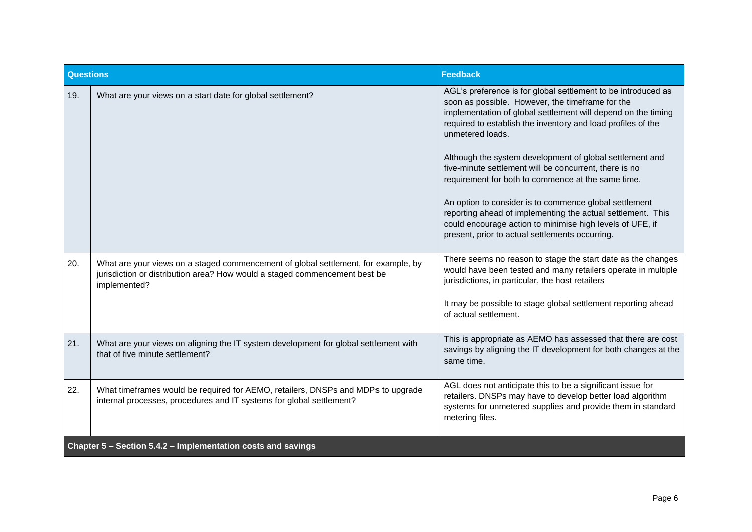| Questions | | Feedback |
|---|---|---|
| 19. | What are your views on a start date for global settlement? | AGL's preference is for global settlement to be introduced as soon as possible. However, the timeframe for the implementation of global settlement will depend on the timing required to establish the inventory and load profiles of the unmetered loads.<br><br>Although the system development of global settlement and five-minute settlement will be concurrent, there is no requirement for both to commence at the same time.<br><br>An option to consider is to commence global settlement reporting ahead of implementing the actual settlement. This could encourage action to minimise high levels of UFE, if present, prior to actual settlements occurring. |
| 20. | What are your views on a staged commencement of global settlement, for example, by jurisdiction or distribution area? How would a staged commencement best be implemented? | There seems no reason to stage the start date as the changes would have been tested and many retailers operate in multiple jurisdictions, in particular, the host retailers<br><br>It may be possible to stage global settlement reporting ahead of actual settlement. |
| 21. | What are your views on aligning the IT system development for global settlement with that of five minute settlement? | This is appropriate as AEMO has assessed that there are cost savings by aligning the IT development for both changes at the same time. |
| 22. | What timeframes would be required for AEMO, retailers, DNSPs and MDPs to upgrade internal processes, procedures and IT systems for global settlement? | AGL does not anticipate this to be a significant issue for retailers. DNSPs may have to develop better load algorithm systems for unmetered supplies and provide them in standard metering files. |
| **Chapter 5 – Section 5.4.2 – Implementation costs and savings** | | |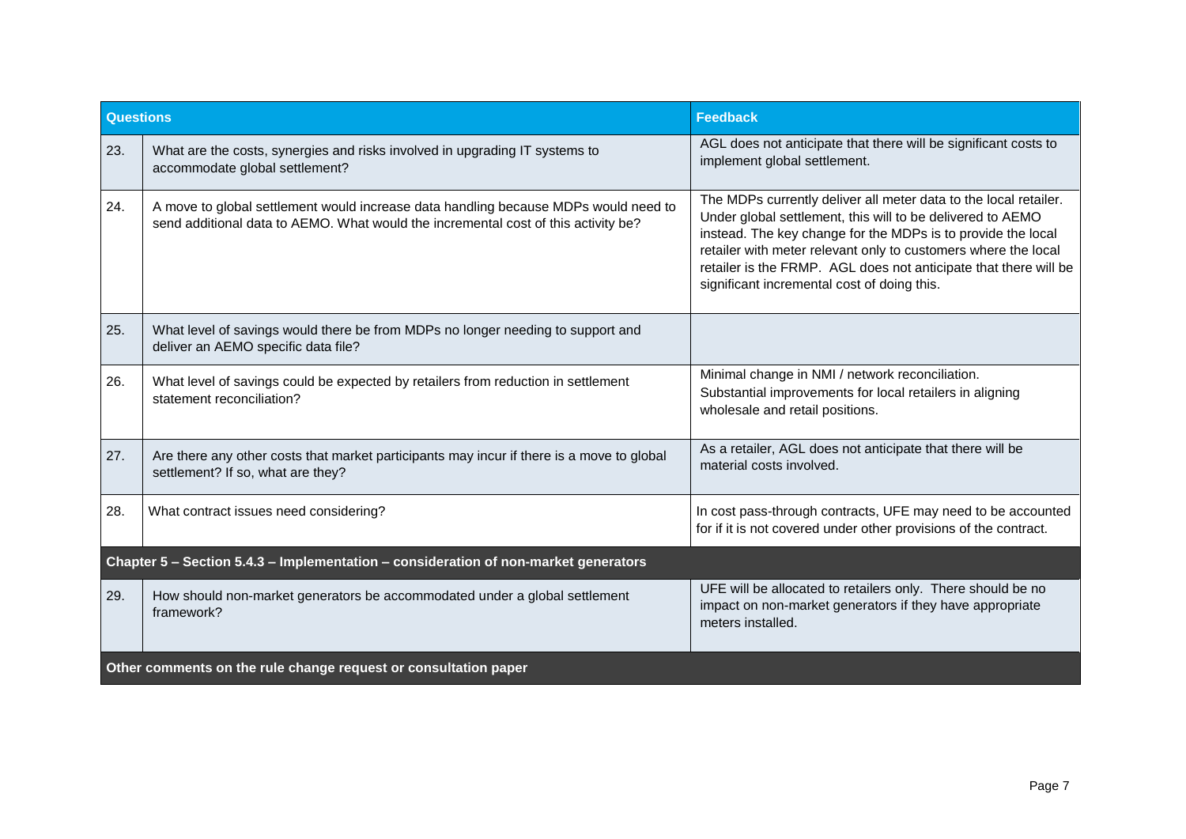| Questions | | Feedback |
|---|---|---|
| 23. | What are the costs, synergies and risks involved in upgrading IT systems to accommodate global settlement? | AGL does not anticipate that there will be significant costs to implement global settlement. |
| 24. | A move to global settlement would increase data handling because MDPs would need to send additional data to AEMO. What would the incremental cost of this activity be? | The MDPs currently deliver all meter data to the local retailer. Under global settlement, this will to be delivered to AEMO instead. The key change for the MDPs is to provide the local retailer with meter relevant only to customers where the local retailer is the FRMP. AGL does not anticipate that there will be significant incremental cost of doing this. |
| 25. | What level of savings would there be from MDPs no longer needing to support and deliver an AEMO specific data file? | |
| 26. | What level of savings could be expected by retailers from reduction in settlement statement reconciliation? | Minimal change in NMI / network reconciliation. Substantial improvements for local retailers in aligning wholesale and retail positions. |
| 27. | Are there any other costs that market participants may incur if there is a move to global settlement? If so, what are they? | As a retailer, AGL does not anticipate that there will be material costs involved. |
| 28. | What contract issues need considering? | In cost pass-through contracts, UFE may need to be accounted for if it is not covered under other provisions of the contract. |
| **Chapter 5 – Section 5.4.3 – Implementation – consideration of non-market generators** | | |
| 29. | How should non-market generators be accommodated under a global settlement framework? | UFE will be allocated to retailers only. There should be no impact on non-market generators if they have appropriate meters installed. |
| **Other comments on the rule change request or consultation paper** | | |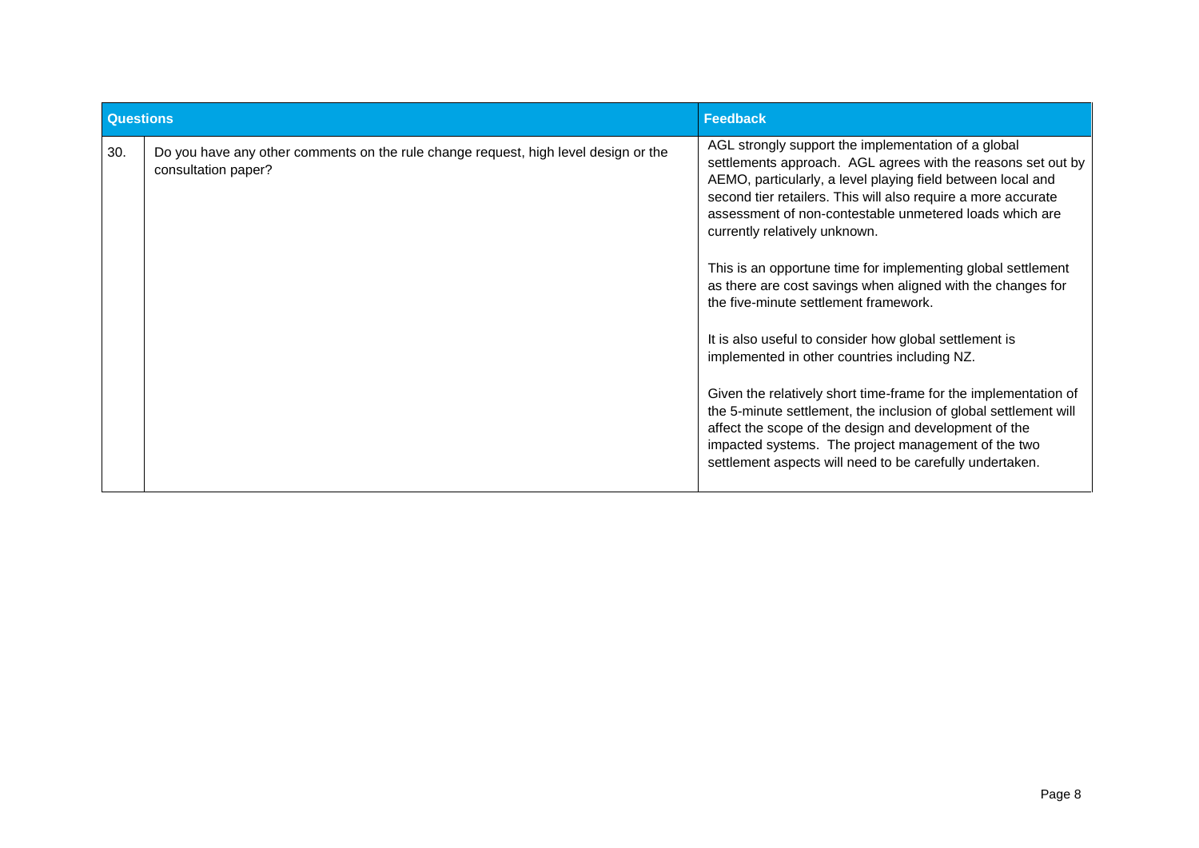| Questions | | Feedback |
|---|---|---|
| 30. | Do you have any other comments on the rule change request, high level design or the consultation paper? | AGL strongly support the implementation of a global settlements approach. AGL agrees with the reasons set out by AEMO, particularly, a level playing field between local and second tier retailers. This will also require a more accurate assessment of non-contestable unmetered loads which are currently relatively unknown.<br><br>This is an opportune time for implementing global settlement as there are cost savings when aligned with the changes for the five-minute settlement framework.<br><br>It is also useful to consider how global settlement is implemented in other countries including NZ.<br><br>Given the relatively short time-frame for the implementation of the 5-minute settlement, the inclusion of global settlement will affect the scope of the design and development of the impacted systems. The project management of the two settlement aspects will need to be carefully undertaken. |